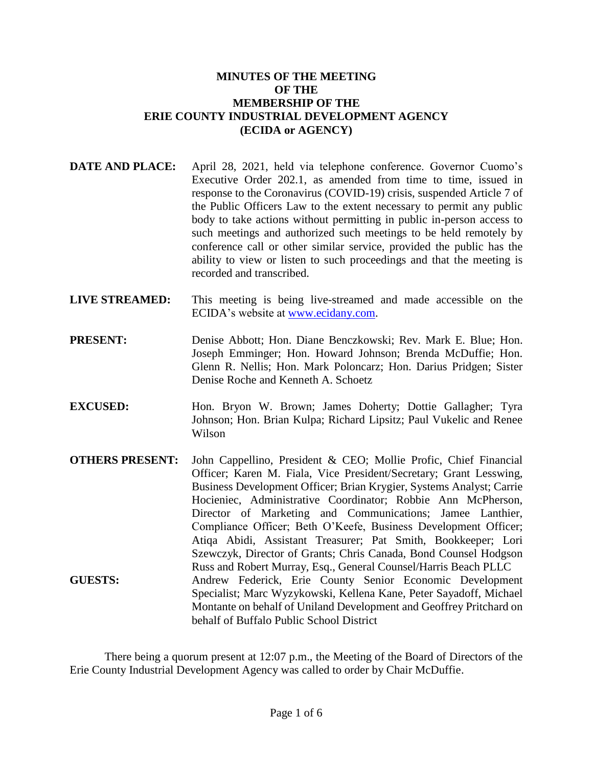**MINUTES OF THE MEETING**
**OF THE**
**MEMBERSHIP OF THE**
**ERIE COUNTY INDUSTRIAL DEVELOPMENT AGENCY**
**(ECIDA or AGENCY)**

**DATE AND PLACE:** April 28, 2021, held via telephone conference. Governor Cuomo's Executive Order 202.1, as amended from time to time, issued in response to the Coronavirus (COVID-19) crisis, suspended Article 7 of the Public Officers Law to the extent necessary to permit any public body to take actions without permitting in public in-person access to such meetings and authorized such meetings to be held remotely by conference call or other similar service, provided the public has the ability to view or listen to such proceedings and that the meeting is recorded and transcribed.

**LIVE STREAMED:** This meeting is being live-streamed and made accessible on the ECIDA's website at www.ecidany.com.

**PRESENT:** Denise Abbott; Hon. Diane Benczkowski; Rev. Mark E. Blue; Hon. Joseph Emminger; Hon. Howard Johnson; Brenda McDuffie; Hon. Glenn R. Nellis; Hon. Mark Poloncarz; Hon. Darius Pridgen; Sister Denise Roche and Kenneth A. Schoetz

**EXCUSED:** Hon. Bryon W. Brown; James Doherty; Dottie Gallagher; Tyra Johnson; Hon. Brian Kulpa; Richard Lipsitz; Paul Vukelic and Renee Wilson

**OTHERS PRESENT:** John Cappellino, President & CEO; Mollie Profic, Chief Financial Officer; Karen M. Fiala, Vice President/Secretary; Grant Lesswing, Business Development Officer; Brian Krygier, Systems Analyst; Carrie Hocieniec, Administrative Coordinator; Robbie Ann McPherson, Director of Marketing and Communications; Jamee Lanthier, Compliance Officer; Beth O'Keefe, Business Development Officer; Atiqa Abidi, Assistant Treasurer; Pat Smith, Bookkeeper; Lori Szewczyk, Director of Grants; Chris Canada, Bond Counsel Hodgson Russ and Robert Murray, Esq., General Counsel/Harris Beach PLLC

**GUESTS:** Andrew Federick, Erie County Senior Economic Development Specialist; Marc Wyzykowski, Kellena Kane, Peter Sayadoff, Michael Montante on behalf of Uniland Development and Geoffrey Pritchard on behalf of Buffalo Public School District

There being a quorum present at 12:07 p.m., the Meeting of the Board of Directors of the Erie County Industrial Development Agency was called to order by Chair McDuffie.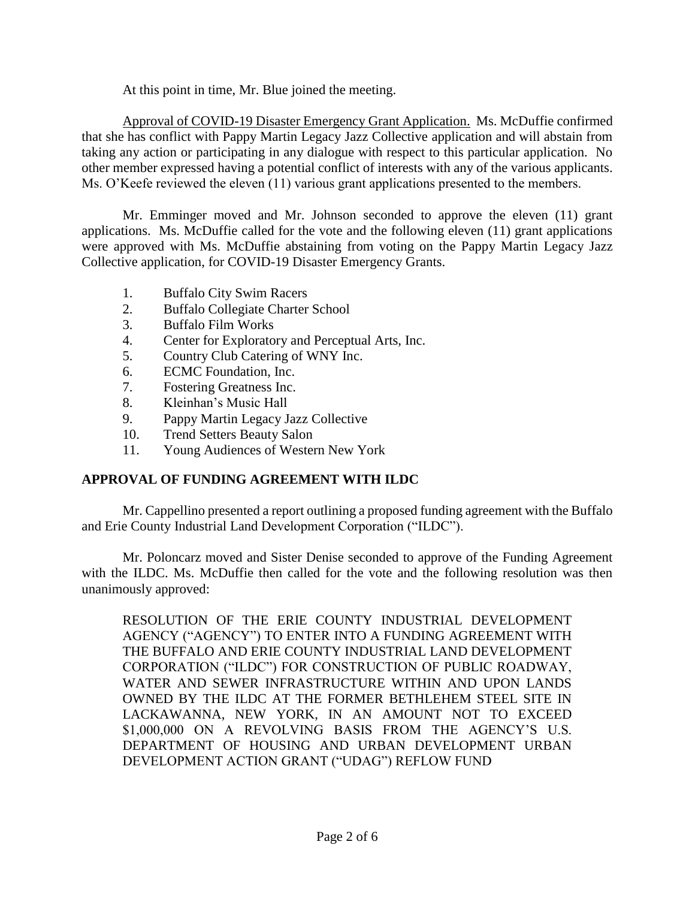At this point in time, Mr. Blue joined the meeting.

Approval of COVID-19 Disaster Emergency Grant Application. Ms. McDuffie confirmed that she has conflict with Pappy Martin Legacy Jazz Collective application and will abstain from taking any action or participating in any dialogue with respect to this particular application. No other member expressed having a potential conflict of interests with any of the various applicants. Ms. O'Keefe reviewed the eleven (11) various grant applications presented to the members.

Mr. Emminger moved and Mr. Johnson seconded to approve the eleven (11) grant applications. Ms. McDuffie called for the vote and the following eleven (11) grant applications were approved with Ms. McDuffie abstaining from voting on the Pappy Martin Legacy Jazz Collective application, for COVID-19 Disaster Emergency Grants.

1. Buffalo City Swim Racers
2. Buffalo Collegiate Charter School
3. Buffalo Film Works
4. Center for Exploratory and Perceptual Arts, Inc.
5. Country Club Catering of WNY Inc.
6. ECMC Foundation, Inc.
7. Fostering Greatness Inc.
8. Kleinhan's Music Hall
9. Pappy Martin Legacy Jazz Collective
10. Trend Setters Beauty Salon
11. Young Audiences of Western New York

## APPROVAL OF FUNDING AGREEMENT WITH ILDC

Mr. Cappellino presented a report outlining a proposed funding agreement with the Buffalo and Erie County Industrial Land Development Corporation ("ILDC").

Mr. Poloncarz moved and Sister Denise seconded to approve of the Funding Agreement with the ILDC. Ms. McDuffie then called for the vote and the following resolution was then unanimously approved:

> RESOLUTION OF THE ERIE COUNTY INDUSTRIAL DEVELOPMENT AGENCY ("AGENCY") TO ENTER INTO A FUNDING AGREEMENT WITH THE BUFFALO AND ERIE COUNTY INDUSTRIAL LAND DEVELOPMENT CORPORATION ("ILDC") FOR CONSTRUCTION OF PUBLIC ROADWAY, WATER AND SEWER INFRASTRUCTURE WITHIN AND UPON LANDS OWNED BY THE ILDC AT THE FORMER BETHLEHEM STEEL SITE IN LACKAWANNA, NEW YORK, IN AN AMOUNT NOT TO EXCEED $1,000,000 ON A REVOLVING BASIS FROM THE AGENCY'S U.S. DEPARTMENT OF HOUSING AND URBAN DEVELOPMENT URBAN DEVELOPMENT ACTION GRANT ("UDAG") REFLOW FUND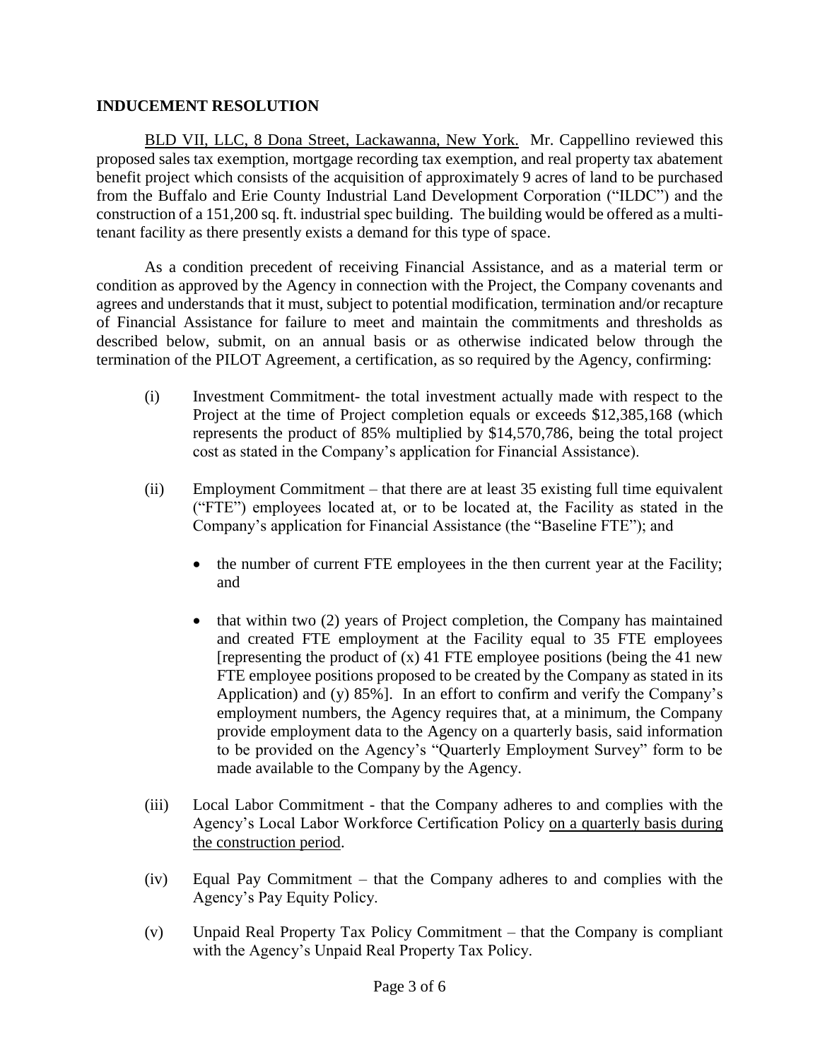**INDUCEMENT RESOLUTION**

<u>BLD VII, LLC, 8 Dona Street, Lackawanna, New York.</u> Mr. Cappellino reviewed this proposed sales tax exemption, mortgage recording tax exemption, and real property tax abatement benefit project which consists of the acquisition of approximately 9 acres of land to be purchased from the Buffalo and Erie County Industrial Land Development Corporation ("ILDC") and the construction of a 151,200 sq. ft. industrial spec building. The building would be offered as a multi-tenant facility as there presently exists a demand for this type of space.

As a condition precedent of receiving Financial Assistance, and as a material term or condition as approved by the Agency in connection with the Project, the Company covenants and agrees and understands that it must, subject to potential modification, termination and/or recapture of Financial Assistance for failure to meet and maintain the commitments and thresholds as described below, submit, on an annual basis or as otherwise indicated below through the termination of the PILOT Agreement, a certification, as so required by the Agency, confirming:

(i) Investment Commitment- the total investment actually made with respect to the Project at the time of Project completion equals or exceeds $12,385,168 (which represents the product of 85% multiplied by $14,570,786, being the total project cost as stated in the Company's application for Financial Assistance).

(ii) Employment Commitment – that there are at least 35 existing full time equivalent ("FTE") employees located at, or to be located at, the Facility as stated in the Company's application for Financial Assistance (the "Baseline FTE"); and

- the number of current FTE employees in the then current year at the Facility; and
- that within two (2) years of Project completion, the Company has maintained and created FTE employment at the Facility equal to 35 FTE employees [representing the product of (x) 41 FTE employee positions (being the 41 new FTE employee positions proposed to be created by the Company as stated in its Application) and (y) 85%]. In an effort to confirm and verify the Company's employment numbers, the Agency requires that, at a minimum, the Company provide employment data to the Agency on a quarterly basis, said information to be provided on the Agency's "Quarterly Employment Survey" form to be made available to the Company by the Agency.

(iii) Local Labor Commitment - that the Company adheres to and complies with the Agency's Local Labor Workforce Certification Policy <u>on a quarterly basis during the construction period</u>.

(iv) Equal Pay Commitment – that the Company adheres to and complies with the Agency's Pay Equity Policy.

(v) Unpaid Real Property Tax Policy Commitment – that the Company is compliant with the Agency's Unpaid Real Property Tax Policy.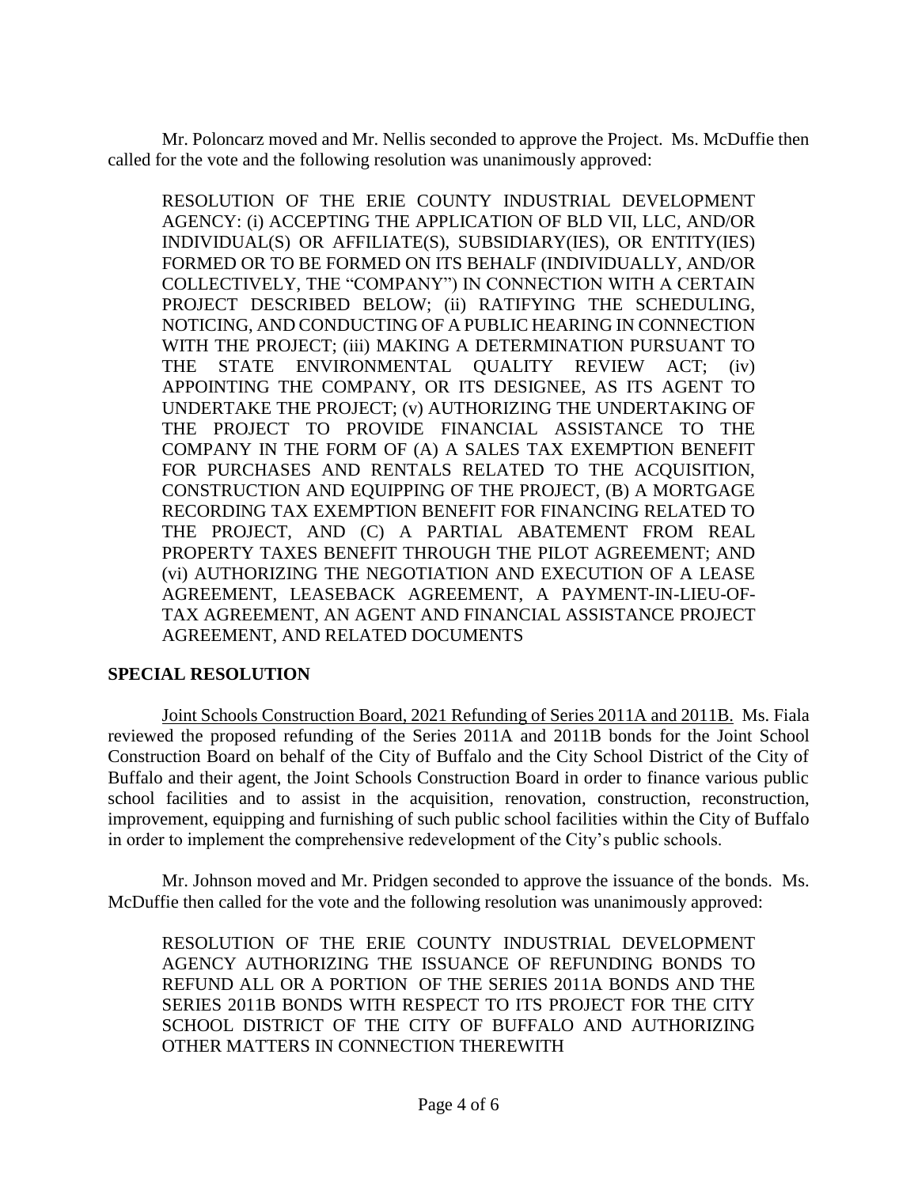Mr. Poloncarz moved and Mr. Nellis seconded to approve the Project. Ms. McDuffie then called for the vote and the following resolution was unanimously approved:

> RESOLUTION OF THE ERIE COUNTY INDUSTRIAL DEVELOPMENT AGENCY: (i) ACCEPTING THE APPLICATION OF BLD VII, LLC, AND/OR INDIVIDUAL(S) OR AFFILIATE(S), SUBSIDIARY(IES), OR ENTITY(IES) FORMED OR TO BE FORMED ON ITS BEHALF (INDIVIDUALLY, AND/OR COLLECTIVELY, THE "COMPANY") IN CONNECTION WITH A CERTAIN PROJECT DESCRIBED BELOW; (ii) RATIFYING THE SCHEDULING, NOTICING, AND CONDUCTING OF A PUBLIC HEARING IN CONNECTION WITH THE PROJECT; (iii) MAKING A DETERMINATION PURSUANT TO THE STATE ENVIRONMENTAL QUALITY REVIEW ACT; (iv) APPOINTING THE COMPANY, OR ITS DESIGNEE, AS ITS AGENT TO UNDERTAKE THE PROJECT; (v) AUTHORIZING THE UNDERTAKING OF THE PROJECT TO PROVIDE FINANCIAL ASSISTANCE TO THE COMPANY IN THE FORM OF (A) A SALES TAX EXEMPTION BENEFIT FOR PURCHASES AND RENTALS RELATED TO THE ACQUISITION, CONSTRUCTION AND EQUIPPING OF THE PROJECT, (B) A MORTGAGE RECORDING TAX EXEMPTION BENEFIT FOR FINANCING RELATED TO THE PROJECT, AND (C) A PARTIAL ABATEMENT FROM REAL PROPERTY TAXES BENEFIT THROUGH THE PILOT AGREEMENT; AND (vi) AUTHORIZING THE NEGOTIATION AND EXECUTION OF A LEASE AGREEMENT, LEASEBACK AGREEMENT, A PAYMENT-IN-LIEU-OF-TAX AGREEMENT, AN AGENT AND FINANCIAL ASSISTANCE PROJECT AGREEMENT, AND RELATED DOCUMENTS

**SPECIAL RESOLUTION**

Joint Schools Construction Board, 2021 Refunding of Series 2011A and 2011B. Ms. Fiala reviewed the proposed refunding of the Series 2011A and 2011B bonds for the Joint School Construction Board on behalf of the City of Buffalo and the City School District of the City of Buffalo and their agent, the Joint Schools Construction Board in order to finance various public school facilities and to assist in the acquisition, renovation, construction, reconstruction, improvement, equipping and furnishing of such public school facilities within the City of Buffalo in order to implement the comprehensive redevelopment of the City's public schools.

Mr. Johnson moved and Mr. Pridgen seconded to approve the issuance of the bonds. Ms. McDuffie then called for the vote and the following resolution was unanimously approved:

> RESOLUTION OF THE ERIE COUNTY INDUSTRIAL DEVELOPMENT AGENCY AUTHORIZING THE ISSUANCE OF REFUNDING BONDS TO REFUND ALL OR A PORTION OF THE SERIES 2011A BONDS AND THE SERIES 2011B BONDS WITH RESPECT TO ITS PROJECT FOR THE CITY SCHOOL DISTRICT OF THE CITY OF BUFFALO AND AUTHORIZING OTHER MATTERS IN CONNECTION THEREWITH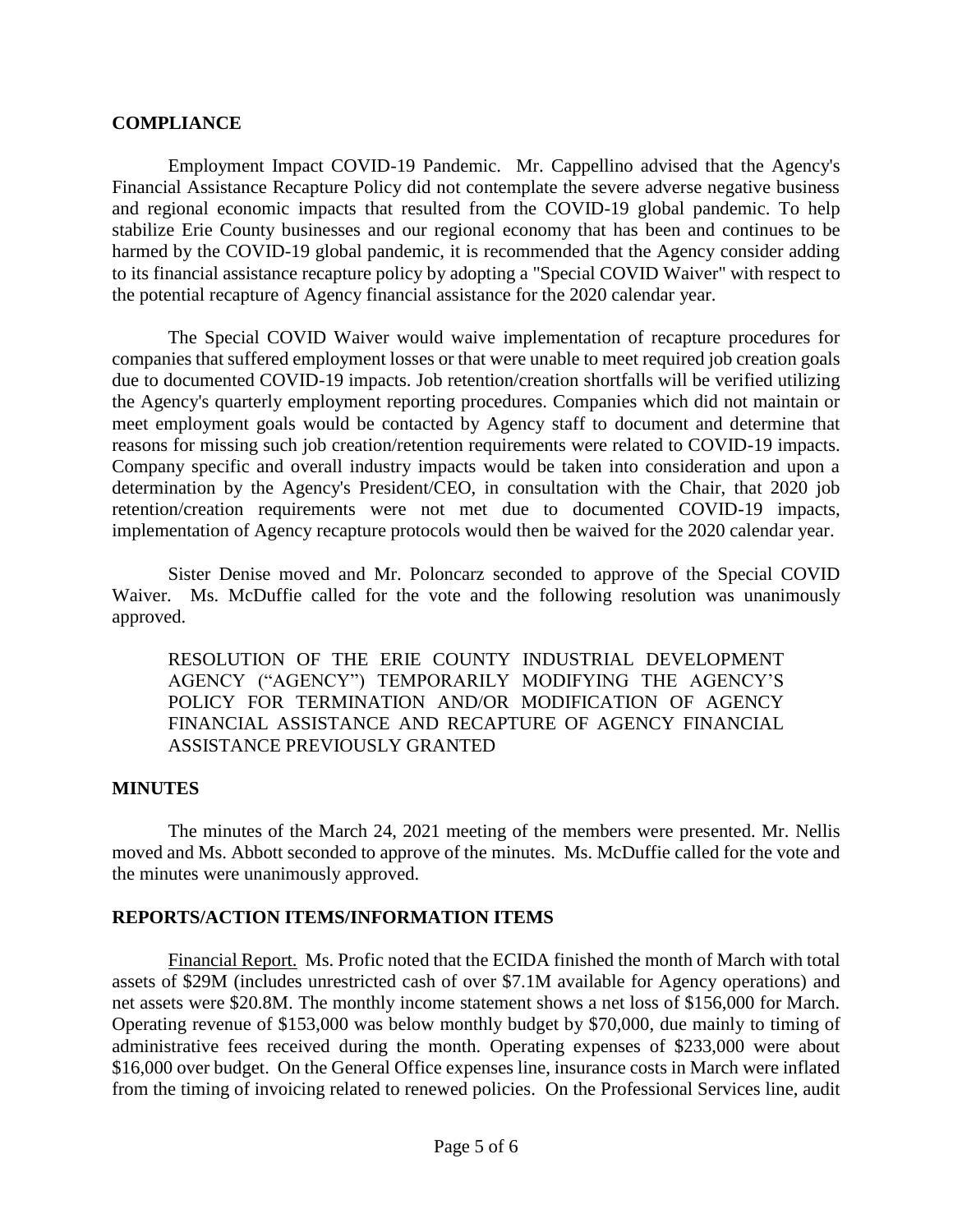## COMPLIANCE

Employment Impact COVID-19 Pandemic. Mr. Cappellino advised that the Agency's Financial Assistance Recapture Policy did not contemplate the severe adverse negative business and regional economic impacts that resulted from the COVID-19 global pandemic. To help stabilize Erie County businesses and our regional economy that has been and continues to be harmed by the COVID-19 global pandemic, it is recommended that the Agency consider adding to its financial assistance recapture policy by adopting a "Special COVID Waiver" with respect to the potential recapture of Agency financial assistance for the 2020 calendar year.

The Special COVID Waiver would waive implementation of recapture procedures for companies that suffered employment losses or that were unable to meet required job creation goals due to documented COVID-19 impacts. Job retention/creation shortfalls will be verified utilizing the Agency's quarterly employment reporting procedures. Companies which did not maintain or meet employment goals would be contacted by Agency staff to document and determine that reasons for missing such job creation/retention requirements were related to COVID-19 impacts. Company specific and overall industry impacts would be taken into consideration and upon a determination by the Agency's President/CEO, in consultation with the Chair, that 2020 job retention/creation requirements were not met due to documented COVID-19 impacts, implementation of Agency recapture protocols would then be waived for the 2020 calendar year.

Sister Denise moved and Mr. Poloncarz seconded to approve of the Special COVID Waiver. Ms. McDuffie called for the vote and the following resolution was unanimously approved.

> RESOLUTION OF THE ERIE COUNTY INDUSTRIAL DEVELOPMENT AGENCY ("AGENCY") TEMPORARILY MODIFYING THE AGENCY'S POLICY FOR TERMINATION AND/OR MODIFICATION OF AGENCY FINANCIAL ASSISTANCE AND RECAPTURE OF AGENCY FINANCIAL ASSISTANCE PREVIOUSLY GRANTED

## MINUTES

The minutes of the March 24, 2021 meeting of the members were presented. Mr. Nellis moved and Ms. Abbott seconded to approve of the minutes. Ms. McDuffie called for the vote and the minutes were unanimously approved.

## REPORTS/ACTION ITEMS/INFORMATION ITEMS

Financial Report. Ms. Profic noted that the ECIDA finished the month of March with total assets of $29M (includes unrestricted cash of over $7.1M available for Agency operations) and net assets were $20.8M. The monthly income statement shows a net loss of $156,000 for March. Operating revenue of $153,000 was below monthly budget by $70,000, due mainly to timing of administrative fees received during the month. Operating expenses of $233,000 were about $16,000 over budget. On the General Office expenses line, insurance costs in March were inflated from the timing of invoicing related to renewed policies. On the Professional Services line, audit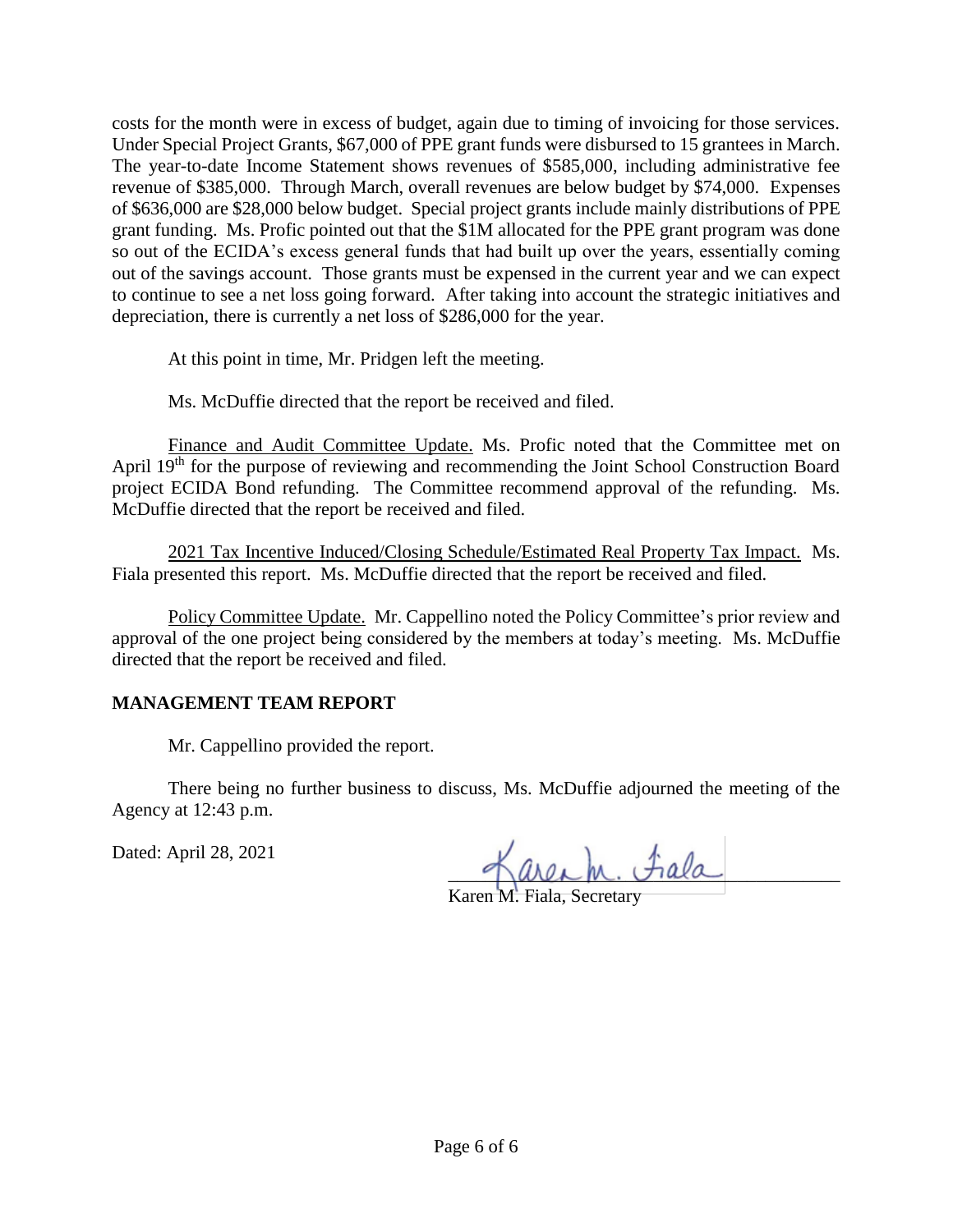costs for the month were in excess of budget, again due to timing of invoicing for those services. Under Special Project Grants, $67,000 of PPE grant funds were disbursed to 15 grantees in March. The year-to-date Income Statement shows revenues of $585,000, including administrative fee revenue of $385,000. Through March, overall revenues are below budget by $74,000. Expenses of $636,000 are $28,000 below budget. Special project grants include mainly distributions of PPE grant funding. Ms. Profic pointed out that the $1M allocated for the PPE grant program was done so out of the ECIDA's excess general funds that had built up over the years, essentially coming out of the savings account. Those grants must be expensed in the current year and we can expect to continue to see a net loss going forward. After taking into account the strategic initiatives and depreciation, there is currently a net loss of $286,000 for the year.

At this point in time, Mr. Pridgen left the meeting.

Ms. McDuffie directed that the report be received and filed.

Finance and Audit Committee Update. Ms. Profic noted that the Committee met on April 19th for the purpose of reviewing and recommending the Joint School Construction Board project ECIDA Bond refunding. The Committee recommend approval of the refunding. Ms. McDuffie directed that the report be received and filed.

2021 Tax Incentive Induced/Closing Schedule/Estimated Real Property Tax Impact. Ms. Fiala presented this report. Ms. McDuffie directed that the report be received and filed.

Policy Committee Update. Mr. Cappellino noted the Policy Committee's prior review and approval of the one project being considered by the members at today's meeting. Ms. McDuffie directed that the report be received and filed.

**MANAGEMENT TEAM REPORT**

Mr. Cappellino provided the report.

There being no further business to discuss, Ms. McDuffie adjourned the meeting of the Agency at 12:43 p.m.

Dated: April 28, 2021

Karen M. Fiala

Karen M. Fiala, Secretary